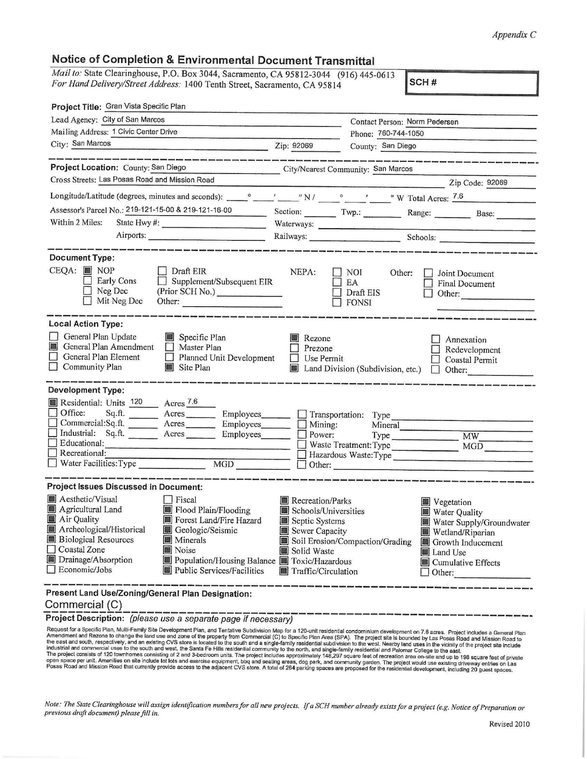*Appendix C*

## Notice of Completion & Environmental Document Transmittal

*Mail to:* State Clearinghouse, P.O. Box 3044, Sacramento, CA 95812-3044 (916) 445-0613
*For Hand Delivery/Street Address:* 1400 Tenth Street, Sacramento, CA 95814

**SCH #**

**Project Title:** Gran Vista Specific Plan

Lead Agency: City of San Marcos
Contact Person: Norm Pedersen
Mailing Address: 1 Civic Center Drive
Phone: 760-744-1050
City: San Marcos
Zip: 92069
County: San Diego

**Project Location:** County: San Diego
City/Nearest Community: San Marcos
Cross Streets: Las Posas Road and Mission Road
Zip Code: 92069
Longitude/Latitude (degrees, minutes and seconds): ____° ____′ ____″ N / ____° ____′ ____″ W Total Acres: 7.6
Assessor's Parcel No.: 219-121-15-00 & 219-121-16-00
Section: ____ Twp.: ____ Range: ____ Base: ____
Within 2 Miles: State Hwy #: ____ Waterways: ____
Airports: ____ Railways: ____ Schools: ____

**Document Type:**

CEQA: ■ NOP ☐ Early Cons ☐ Neg Dec ☐ Mit Neg Dec ☐ Draft EIR ☐ Supplement/Subsequent EIR (Prior SCH No.) ____ Other: ____

NEPA: ☐ NOI ☐ EA ☐ Draft EIS ☐ FONSI

Other: ☐ Joint Document ☐ Final Document ☐ Other: ____

**Local Action Type:**

☐ General Plan Update
■ General Plan Amendment
☐ General Plan Element
☐ Community Plan
■ Specific Plan
☐ Master Plan
☐ Planned Unit Development
■ Site Plan
■ Rezone
☐ Prezone
☐ Use Permit
■ Land Division (Subdivision, etc.)
☐ Annexation
☐ Redevelopment
☐ Coastal Permit
☐ Other: ____

**Development Type:**

■ Residential: Units 120 Acres 7.6
☐ Office: Sq.ft. ____ Acres ____ Employees ____
☐ Commercial: Sq.ft. ____ Acres ____ Employees ____
☐ Industrial: Sq.ft. ____ Acres ____ Employees ____
☐ Educational: ____
☐ Recreational: ____
☐ Water Facilities: Type ____ MGD ____
☐ Transportation: Type ____
☐ Mining: Mineral ____
☐ Power: Type ____ MW ____
☐ Waste Treatment: Type ____ MGD ____
☐ Hazardous Waste: Type ____
☐ Other: ____

**Project Issues Discussed in Document:**

■ Aesthetic/Visual
■ Agricultural Land
■ Air Quality
■ Archeological/Historical
■ Biological Resources
☐ Coastal Zone
■ Drainage/Absorption
☐ Economic/Jobs
☐ Fiscal
■ Flood Plain/Flooding
■ Forest Land/Fire Hazard
■ Geologic/Seismic
■ Minerals
■ Noise
■ Population/Housing Balance
■ Public Services/Facilities
■ Recreation/Parks
■ Schools/Universities
■ Septic Systems
■ Sewer Capacity
■ Soil Erosion/Compaction/Grading
■ Solid Waste
■ Toxic/Hazardous
■ Traffic/Circulation
■ Vegetation
■ Water Quality
■ Water Supply/Groundwater
■ Wetland/Riparian
■ Growth Inducement
■ Land Use
■ Cumulative Effects
☐ Other: ____

**Present Land Use/Zoning/General Plan Designation:**

Commercial (C)

**Project Description:** *(please use a separate page if necessary)*

Request for a Specific Plan, Multi-Family Site Development Plan, and Tentative Subdivision Map for a 120-unit residential condominium development on 7.6 acres. Project includes a General Plan Amendment and Rezone to change the land use and zone of the property from Commercial (C) to Specific Plan Area (SPA). The project site is bounded by Las Posas Road and Mission Road to the east and south, respectively, and an existing CVS store is located to the south and a single-family residential subdivision to the west. Nearby land uses in the vicinity of the project site include industrial and commercial uses to the south and west, the Santa Fe Hills residential community to the north, and single-family residential and Palomar College to the east. The project consists of 120 townhomes consisting of 2 and 3-bedroom units. The project includes approximately 148,297 square feet of recreation area on-site and up to 198 square feet of private open space per unit. Amenities on site include tot lots and exercise equipment, bbq and seating areas, dog park, and community garden. The project would use existing driveway entries on Las Posas Road and Mission Road that currently provide access to the adjacent CVS store. A total of 264 parking spaces are proposed for the residential development, including 20 guest spaces.

*Note: The State Clearinghouse will assign identification numbers for all new projects. If a SCH number already exists for a project (e.g. Notice of Preparation or previous draft document) please fill in.*

Revised 2010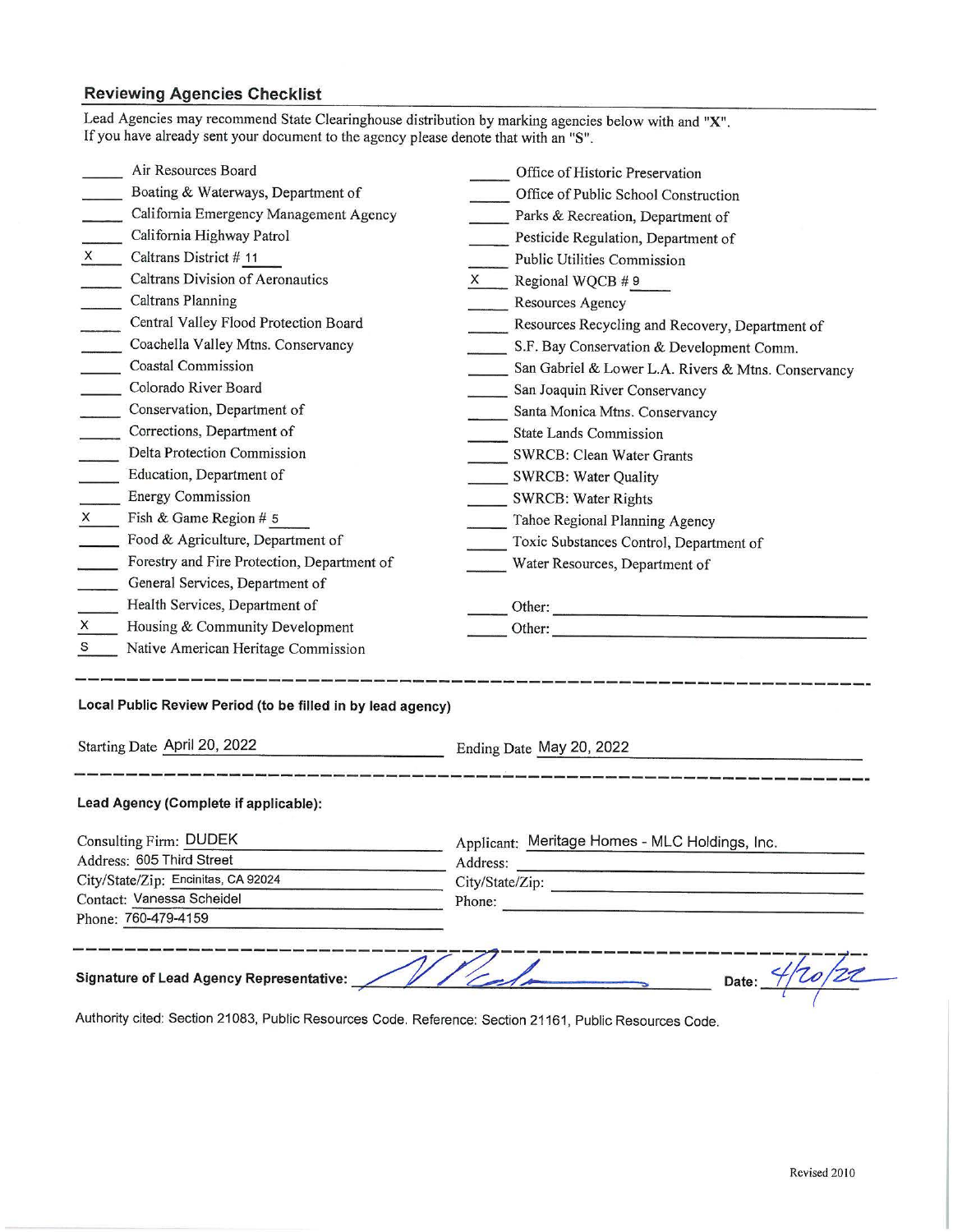## Reviewing Agencies Checklist

Lead Agencies may recommend State Clearinghouse distribution by marking agencies below with and "X".
If you have already sent your document to the agency please denote that with an "S".

| | | | |
|---|---|---|---|
| ____ | Air Resources Board | ____ | Office of Historic Preservation |
| ____ | Boating & Waterways, Department of | ____ | Office of Public School Construction |
| ____ | California Emergency Management Agency | ____ | Parks & Recreation, Department of |
| ____ | California Highway Patrol | ____ | Pesticide Regulation, Department of |
| X | Caltrans District # 11 | ____ | Public Utilities Commission |
| ____ | Caltrans Division of Aeronautics | X | Regional WQCB # 9 |
| ____ | Caltrans Planning | ____ | Resources Agency |
| ____ | Central Valley Flood Protection Board | ____ | Resources Recycling and Recovery, Department of |
| ____ | Coachella Valley Mtns. Conservancy | ____ | S.F. Bay Conservation & Development Comm. |
| ____ | Coastal Commission | ____ | San Gabriel & Lower L.A. Rivers & Mtns. Conservancy |
| ____ | Colorado River Board | ____ | San Joaquin River Conservancy |
| ____ | Conservation, Department of | ____ | Santa Monica Mtns. Conservancy |
| ____ | Corrections, Department of | ____ | State Lands Commission |
| ____ | Delta Protection Commission | ____ | SWRCB: Clean Water Grants |
| ____ | Education, Department of | ____ | SWRCB: Water Quality |
| ____ | Energy Commission | ____ | SWRCB: Water Rights |
| X | Fish & Game Region # 5 | ____ | Tahoe Regional Planning Agency |
| ____ | Food & Agriculture, Department of | ____ | Toxic Substances Control, Department of |
| ____ | Forestry and Fire Protection, Department of | ____ | Water Resources, Department of |
| ____ | General Services, Department of | | |
| ____ | Health Services, Department of | ____ | Other: ____________ |
| X | Housing & Community Development | ____ | Other: ____________ |
| S | Native American Heritage Commission | | |

---

**Local Public Review Period (to be filled in by lead agency)**

Starting Date April 20, 2022 Ending Date May 20, 2022

---

**Lead Agency (Complete if applicable):**

| | |
|---|---|
| Consulting Firm: DUDEK | Applicant: Meritage Homes - MLC Holdings, Inc. |
| Address: 605 Third Street | Address: |
| City/State/Zip: Encinitas, CA 92024 | City/State/Zip: |
| Contact: Vanessa Scheidel | Phone: |
| Phone: 760-479-4159 | |

---

**Signature of Lead Agency Representative:** [signature] **Date:** 4/20/22

Authority cited: Section 21083, Public Resources Code. Reference: Section 21161, Public Resources Code.

Revised 2010